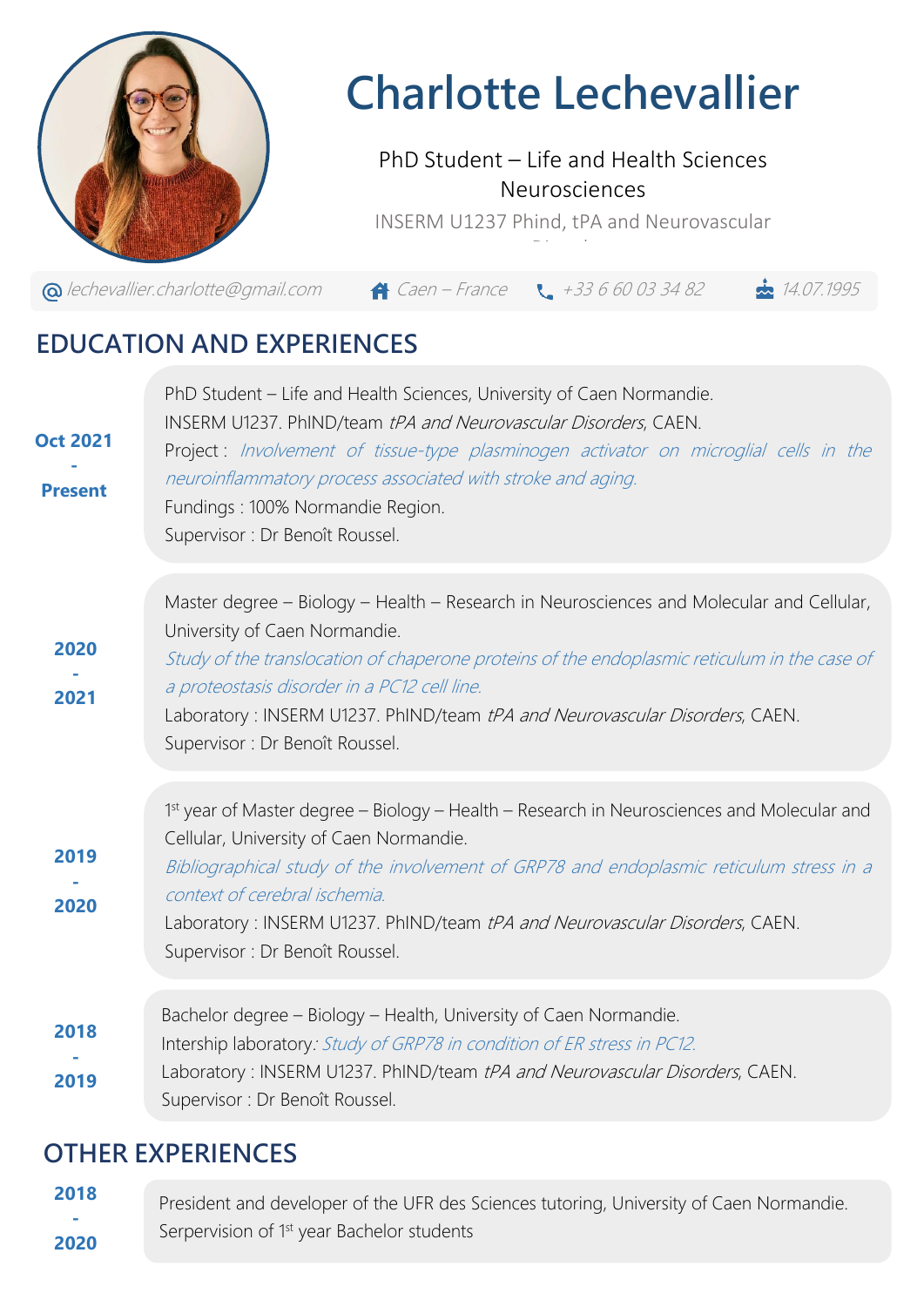# Charlotte Lechevallier

PhD Student – Life and Health Sciences
Neurosciences
INSERM U1237 Phind, tPA and Neurovascular

lechevallier.charlotte@gmail.com | Caen – France | +33 6 60 03 34 82 | 14.07.1995

## EDUCATION AND EXPERIENCES

**Oct 2021 - Present**

PhD Student – Life and Health Sciences, University of Caen Normandie.
INSERM U1237. PhIND/team *tPA and Neurovascular Disorders*, CAEN.
Project : *Involvement of tissue-type plasminogen activator on microglial cells in the neuroinflammatory process associated with stroke and aging.*
Fundings : 100% Normandie Region.
Supervisor : Dr Benoît Roussel.

**2020 - 2021**

Master degree – Biology – Health – Research in Neurosciences and Molecular and Cellular, University of Caen Normandie.
*Study of the translocation of chaperone proteins of the endoplasmic reticulum in the case of a proteostasis disorder in a PC12 cell line.*
Laboratory : INSERM U1237. PhIND/team *tPA and Neurovascular Disorders*, CAEN.
Supervisor : Dr Benoît Roussel.

**2019 - 2020**

1st year of Master degree – Biology – Health – Research in Neurosciences and Molecular and Cellular, University of Caen Normandie.
*Bibliographical study of the involvement of GRP78 and endoplasmic reticulum stress in a context of cerebral ischemia.*
Laboratory : INSERM U1237. PhIND/team *tPA and Neurovascular Disorders*, CAEN.
Supervisor : Dr Benoît Roussel.

**2018 - 2019**

Bachelor degree – Biology – Health, University of Caen Normandie.
Intership laboratory*: Study of GRP78 in condition of ER stress in PC12.*
Laboratory : INSERM U1237. PhIND/team *tPA and Neurovascular Disorders*, CAEN.
Supervisor : Dr Benoît Roussel.

## OTHER EXPERIENCES

**2018 - 2020**

President and developer of the UFR des Sciences tutoring, University of Caen Normandie.
Serpervision of 1st year Bachelor students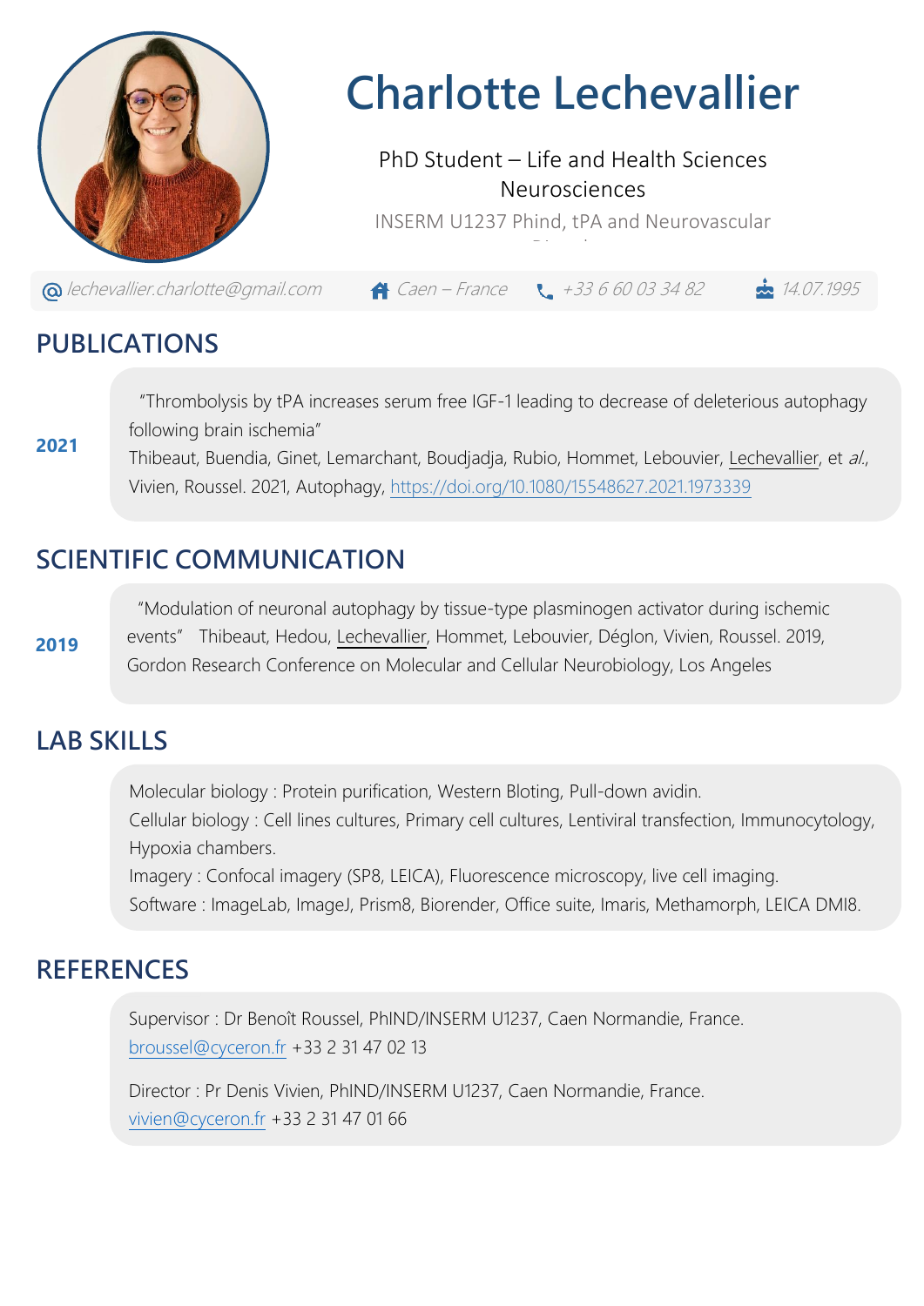# Charlotte Lechevallier

PhD Student – Life and Health Sciences
Neurosciences
INSERM U1237 Phind, tPA and Neurovascular

lechevallier.charlotte@gmail.com | Caen – France | +33 6 60 03 34 82 | 14.07.1995

## PUBLICATIONS

**2021**

"Thrombolysis by tPA increases serum free IGF-1 leading to decrease of deleterious autophagy following brain ischemia"
Thibeaut, Buendia, Ginet, Lemarchant, Boudjadja, Rubio, Hommet, Lebouvier, Lechevallier, et *al.*, Vivien, Roussel. 2021, Autophagy, https://doi.org/10.1080/15548627.2021.1973339

## SCIENTIFIC COMMUNICATION

**2019**

"Modulation of neuronal autophagy by tissue-type plasminogen activator during ischemic events" Thibeaut, Hedou, Lechevallier, Hommet, Lebouvier, Déglon, Vivien, Roussel. 2019, Gordon Research Conference on Molecular and Cellular Neurobiology, Los Angeles

## LAB SKILLS

Molecular biology : Protein purification, Western Bloting, Pull-down avidin.
Cellular biology : Cell lines cultures, Primary cell cultures, Lentiviral transfection, Immunocytology, Hypoxia chambers.
Imagery : Confocal imagery (SP8, LEICA), Fluorescence microscopy, live cell imaging.
Software : ImageLab, ImageJ, Prism8, Biorender, Office suite, Imaris, Methamorph, LEICA DMI8.

## REFERENCES

Supervisor : Dr Benoît Roussel, PhIND/INSERM U1237, Caen Normandie, France.
broussel@cyceron.fr +33 2 31 47 02 13

Director : Pr Denis Vivien, PhIND/INSERM U1237, Caen Normandie, France.
vivien@cyceron.fr +33 2 31 47 01 66